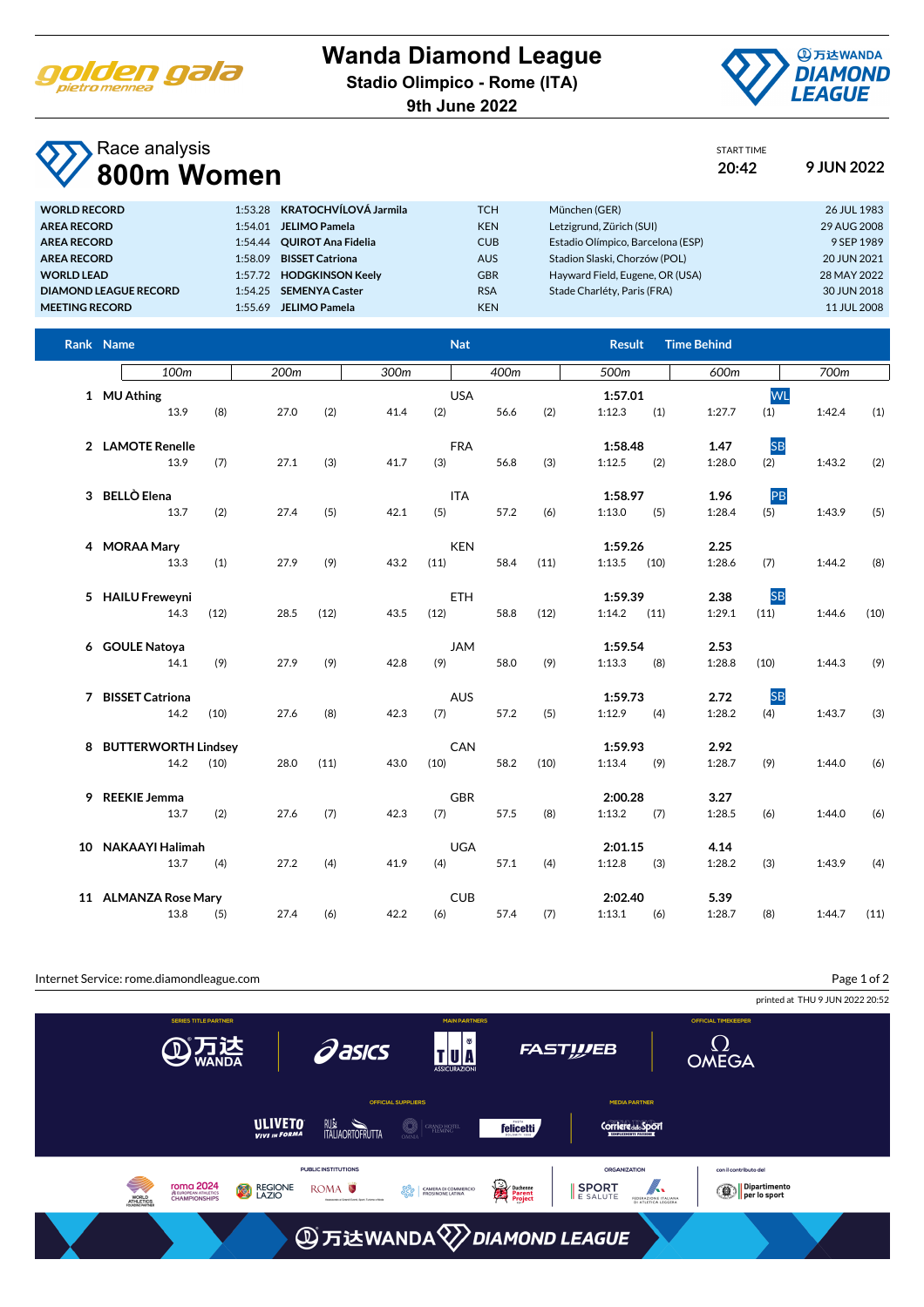# Wanda Diamond League

**Stadio Olimpico - Rome (ITA)**

**9th June 2022**

## Race analysis

# 800m Women

START TIME **20:42** **9 JUN 2022**

| | | | | | |
|---|---|---|---|---|---|
| **WORLD RECORD** | 1:53.28 | **KRATOCHVÍLOVÁ Jarmila** | TCH | München (GER) | 26 JUL 1983 |
| **AREA RECORD** | 1:54.01 | **JELIMO Pamela** | KEN | Letzigrund, Zürich (SUI) | 29 AUG 2008 |
| **AREA RECORD** | 1:54.44 | **QUIROT Ana Fidelia** | CUB | Estadio Olímpico, Barcelona (ESP) | 9 SEP 1989 |
| **AREA RECORD** | 1:58.09 | **BISSET Catriona** | AUS | Stadion Slaski, Chorzów (POL) | 20 JUN 2021 |
| **WORLD LEAD** | 1:57.72 | **HODGKINSON Keely** | GBR | Hayward Field, Eugene, OR (USA) | 28 MAY 2022 |
| **DIAMOND LEAGUE RECORD** | 1:54.25 | **SEMENYA Caster** | RSA | Stade Charléty, Paris (FRA) | 30 JUN 2018 |
| **MEETING RECORD** | 1:55.69 | **JELIMO Pamela** | KEN | | 11 JUL 2008 |

| Rank | Name | Nat | Result | Time Behind | | 100m | | 200m | | 300m | | 400m | | 500m | | 600m | | 700m | |
|---|---|---|---|---|---|---|---|---|---|---|---|---|---|---|---|---|---|---|---|
| 1 | MU Athing | USA | 1:57.01 | | WL | 13.9 | (8) | 27.0 | (2) | 41.4 | (2) | 56.6 | (2) | 1:12.3 | (1) | 1:27.7 | (1) | 1:42.4 | (1) |
| 2 | LAMOTE Renelle | FRA | 1:58.48 | 1.47 | SB | 13.9 | (7) | 27.1 | (3) | 41.7 | (3) | 56.8 | (3) | 1:12.5 | (2) | 1:28.0 | (2) | 1:43.2 | (2) |
| 3 | BELLÒ Elena | ITA | 1:58.97 | 1.96 | PB | 13.7 | (2) | 27.4 | (5) | 42.1 | (5) | 57.2 | (6) | 1:13.0 | (5) | 1:28.4 | (5) | 1:43.9 | (5) |
| 4 | MORAA Mary | KEN | 1:59.26 | 2.25 | | 13.3 | (1) | 27.9 | (9) | 43.2 | (11) | 58.4 | (11) | 1:13.5 | (10) | 1:28.6 | (7) | 1:44.2 | (8) |
| 5 | HAILU Freweyni | ETH | 1:59.39 | 2.38 | SB | 14.3 | (12) | 28.5 | (12) | 43.5 | (12) | 58.8 | (12) | 1:14.2 | (11) | 1:29.1 | (11) | 1:44.6 | (10) |
| 6 | GOULE Natoya | JAM | 1:59.54 | 2.53 | | 14.1 | (9) | 27.9 | (9) | 42.8 | (9) | 58.0 | (9) | 1:13.3 | (8) | 1:28.8 | (10) | 1:44.3 | (9) |
| 7 | BISSET Catriona | AUS | 1:59.73 | 2.72 | SB | 14.2 | (10) | 27.6 | (8) | 42.3 | (7) | 57.2 | (5) | 1:12.9 | (4) | 1:28.2 | (4) | 1:43.7 | (3) |
| 8 | BUTTERWORTH Lindsey | CAN | 1:59.93 | 2.92 | | 14.2 | (10) | 28.0 | (11) | 43.0 | (10) | 58.2 | (10) | 1:13.4 | (9) | 1:28.7 | (9) | 1:44.0 | (6) |
| 9 | REEKIE Jemma | GBR | 2:00.28 | 3.27 | | 13.7 | (2) | 27.6 | (7) | 42.3 | (7) | 57.5 | (8) | 1:13.2 | (7) | 1:28.5 | (6) | 1:44.0 | (6) |
| 10 | NAKAAYI Halimah | UGA | 2:01.15 | 4.14 | | 13.7 | (4) | 27.2 | (4) | 41.9 | (4) | 57.1 | (4) | 1:12.8 | (3) | 1:28.2 | (3) | 1:43.9 | (4) |
| 11 | ALMANZA Rose Mary | CUB | 2:02.40 | 5.39 | | 13.8 | (5) | 27.4 | (6) | 42.2 | (6) | 57.4 | (7) | 1:13.1 | (6) | 1:28.7 | (8) | 1:44.7 | (11) |

Internet Service: rome.diamondleague.com

printed at THU 9 JUN 2022 20:52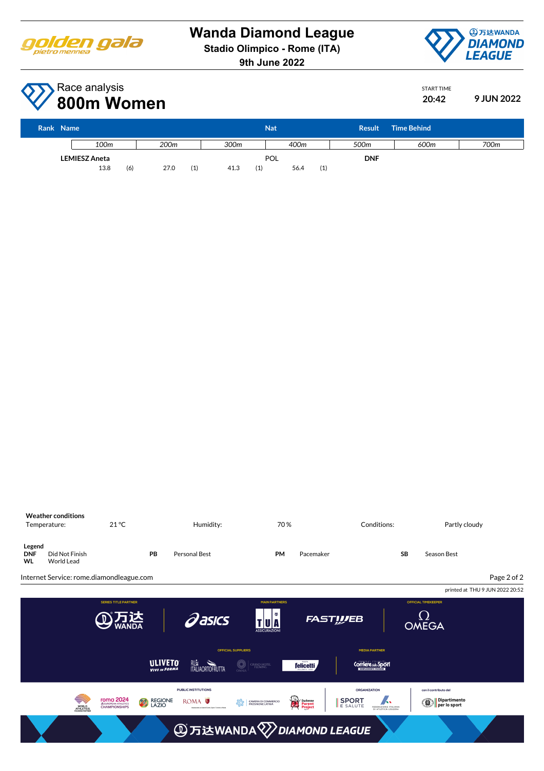# Wanda Diamond League

**Stadio Olimpico - Rome (ITA)**

**9th June 2022**

## Race analysis
# 800m Women

START TIME **20:42** **9 JUN 2022**

| Rank | Name | Nat | Result | Time Behind |
|---|---|---|---|---|
| | LEMIESZ Aneta | POL | DNF | |

| 100m | | 200m | | 300m | | 400m | | 500m | 600m | 700m |
|---|---|---|---|---|---|---|---|---|---|---|
| 13.8 | (6) | 27.0 | (1) | 41.3 | (1) | 56.4 | (1) | | | |

**Weather conditions**

| | | | | | |
|---|---|---|---|---|---|
| Temperature: | 21 °C | Humidity: | 70 % | Conditions: | Partly cloudy |

**Legend**

| | | | | | | | |
|---|---|---|---|---|---|---|---|
| **DNF** | Did Not Finish | **PB** | Personal Best | **PM** | Pacemaker | **SB** | Season Best |
| **WL** | World Lead | | | | | | |

Internet Service: rome.diamondleague.com

printed at THU 9 JUN 2022 20:52